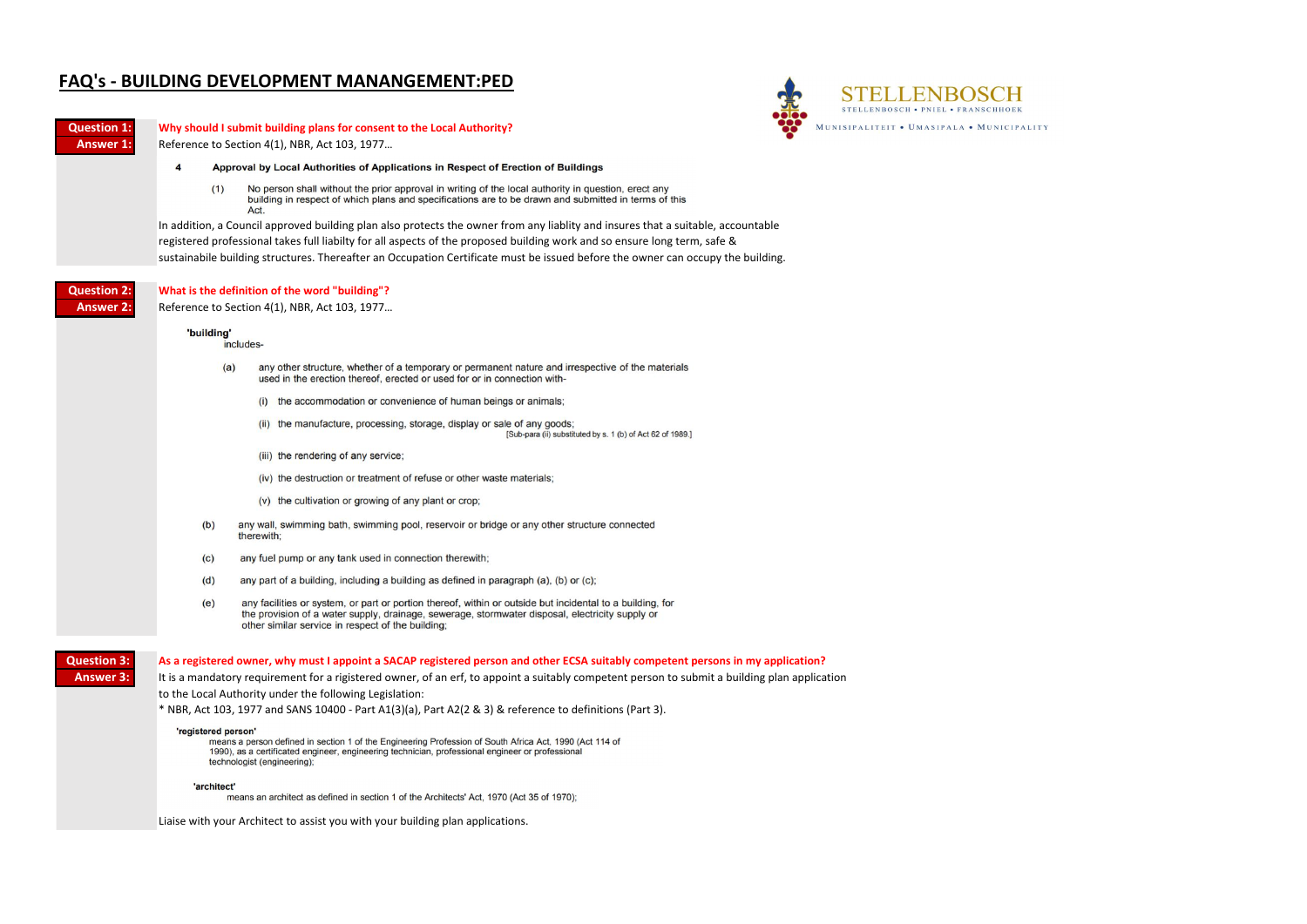# FAQ's - BUILDING DEVELOPMENT MANANGEMENT:PED

STELLENBOSCH
STELLENBOSCH • PNIEL • FRANSCHHOEK
MUNISIPALITEIT • UMASIPALA • MUNICIPALITY

**Question 1:** **Why should I submit building plans for consent to the Local Authority?**

**Answer 1:** Reference to Section 4(1), NBR, Act 103, 1977…

**4 Approval by Local Authorities of Applications in Respect of Erection of Buildings**

(1) No person shall without the prior approval in writing of the local authority in question, erect any building in respect of which plans and specifications are to be drawn and submitted in terms of this Act.

In addition, a Council approved building plan also protects the owner from any liablity and insures that a suitable, accountable registered professional takes full liabilty for all aspects of the proposed building work and so ensure long term, safe & sustainabile building structures. Thereafter an Occupation Certificate must be issued before the owner can occupy the building.

**Question 2:** **What is the definition of the word "building"?**

**Answer 2:** Reference to Section 4(1), NBR, Act 103, 1977…

**'building'**
includes-

(a) any other structure, whether of a temporary or permanent nature and irrespective of the materials used in the erection thereof, erected or used for or in connection with-

(i) the accommodation or convenience of human beings or animals;

(ii) the manufacture, processing, storage, display or sale of any goods;
[Sub-para (ii) substituted by s. 1 (b) of Act 62 of 1989.]

(iii) the rendering of any service;

(iv) the destruction or treatment of refuse or other waste materials;

(v) the cultivation or growing of any plant or crop;

(b) any wall, swimming bath, swimming pool, reservoir or bridge or any other structure connected therewith;

(c) any fuel pump or any tank used in connection therewith;

(d) any part of a building, including a building as defined in paragraph (a), (b) or (c);

(e) any facilities or system, or part or portion thereof, within or outside but incidental to a building, for the provision of a water supply, drainage, sewerage, stormwater disposal, electricity supply or other similar service in respect of the building;

**Question 3:** **As a registered owner, why must I appoint a SACAP registered person and other ECSA suitably competent persons in my application?**

**Answer 3:** It is a mandatory requirement for a rigistered owner, of an erf, to appoint a suitably competent person to submit a building plan application to the Local Authority under the following Legislation:

* NBR, Act 103, 1977 and SANS 10400 - Part A1(3)(a), Part A2(2 & 3) & reference to definitions (Part 3).

**'registered person'**
means a person defined in section 1 of the Engineering Profession of South Africa Act, 1990 (Act 114 of 1990), as a certificated engineer, engineering technician, professional engineer or professional technologist (engineering);

**'architect'**
means an architect as defined in section 1 of the Architects' Act, 1970 (Act 35 of 1970);

Liaise with your Architect to assist you with your building plan applications.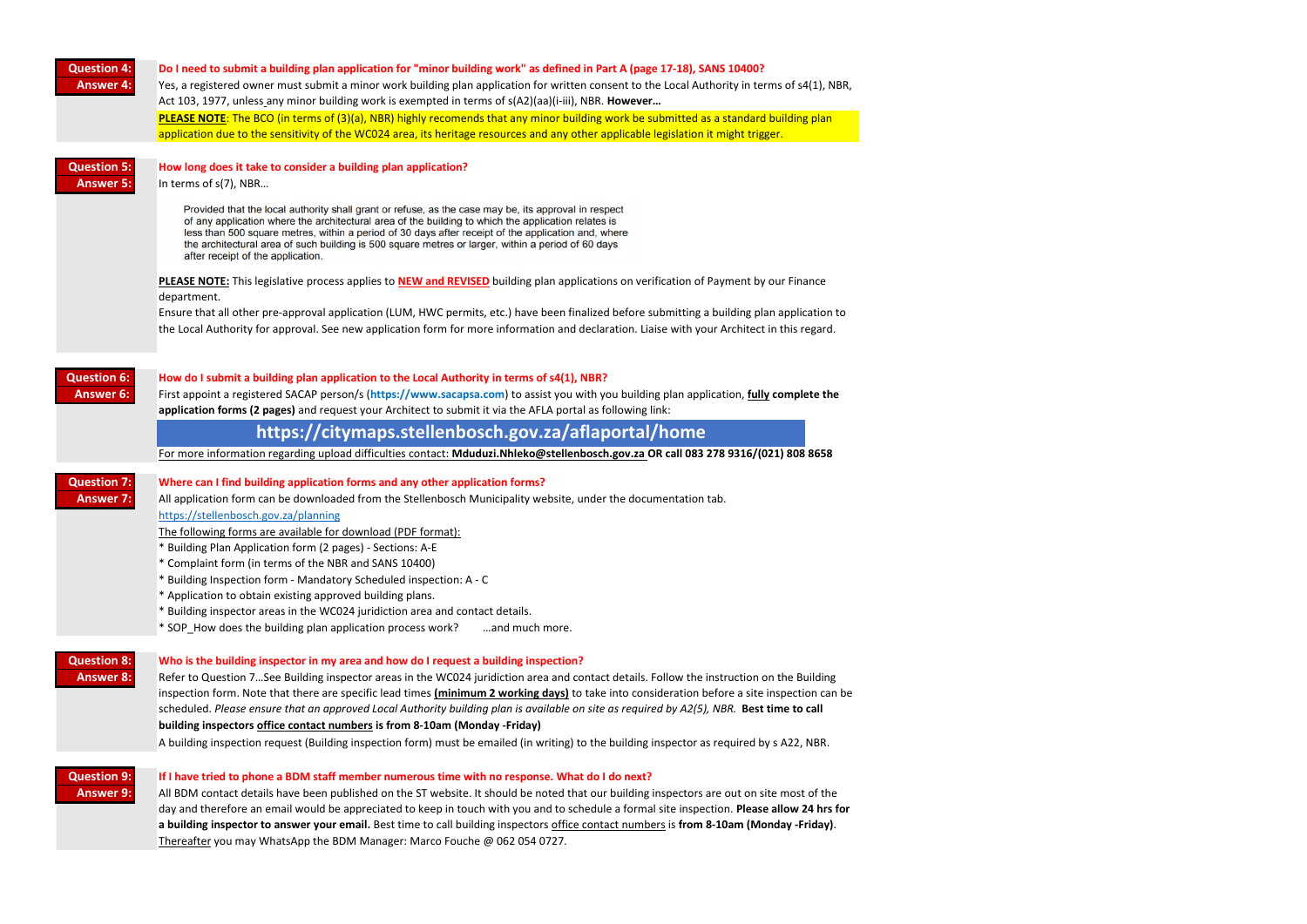**Question 4:** **Do I need to submit a building plan application for "minor building work" as defined in Part A (page 17-18), SANS 10400?**

**Answer 4:** Yes, a registered owner must submit a minor work building plan application for written consent to the Local Authority in terms of s4(1), NBR, Act 103, 1977, unless any minor building work is exempted in terms of s(A2)(aa)(i-iii), NBR. **However…**

**PLEASE NOTE**: The BCO (in terms of (3)(a), NBR) highly recomends that any minor building work be submitted as a standard building plan application due to the sensitivity of the WC024 area, its heritage resources and any other applicable legislation it might trigger.

**Question 5:** **How long does it take to consider a building plan application?**

**Answer 5:** In terms of s(7), NBR…

> Provided that the local authority shall grant or refuse, as the case may be, its approval in respect of any application where the architectural area of the building to which the application relates is less than 500 square metres, within a period of 30 days after receipt of the application and, where the architectural area of such building is 500 square metres or larger, within a period of 60 days after receipt of the application.

**PLEASE NOTE:** This legislative process applies to **NEW and REVISED** building plan applications on verification of Payment by our Finance department.

Ensure that all other pre-approval application (LUM, HWC permits, etc.) have been finalized before submitting a building plan application to the Local Authority for approval. See new application form for more information and declaration. Liaise with your Architect in this regard.

**Question 6:** **How do I submit a building plan application to the Local Authority in terms of s4(1), NBR?**

**Answer 6:** First appoint a registered SACAP person/s (**https://www.sacapsa.com**) to assist you with you building plan application, **fully complete the application forms (2 pages)** and request your Architect to submit it via the AFLA portal as following link:

**https://citymaps.stellenbosch.gov.za/aflaportal/home**

For more information regarding upload difficulties contact: **Mduduzi.Nhleko@stellenbosch.gov.za OR call 083 278 9316/(021) 808 8658**

**Question 7:** **Where can I find building application forms and any other application forms?**

**Answer 7:** All application form can be downloaded from the Stellenbosch Municipality website, under the documentation tab.

https://stellenbosch.gov.za/planning

The following forms are available for download (PDF format):

* Building Plan Application form (2 pages) - Sections: A-E
* Complaint form (in terms of the NBR and SANS 10400)
* Building Inspection form - Mandatory Scheduled inspection: A - C
* Application to obtain existing approved building plans.
* Building inspector areas in the WC024 juridiction area and contact details.
* SOP_How does the building plan application process work? …and much more.

**Question 8:** **Who is the building inspector in my area and how do I request a building inspection?**

**Answer 8:** Refer to Question 7…See Building inspector areas in the WC024 juridiction area and contact details. Follow the instruction on the Building inspection form. Note that there are specific lead times **(minimum 2 working days)** to take into consideration before a site inspection can be scheduled. *Please ensure that an approved Local Authority building plan is available on site as required by A2(5), NBR.* **Best time to call building inspectors office contact numbers is from 8-10am (Monday -Friday)**

A building inspection request (Building inspection form) must be emailed (in writing) to the building inspector as required by s A22, NBR.

**Question 9:** **If I have tried to phone a BDM staff member numerous time with no response. What do I do next?**

**Answer 9:** All BDM contact details have been published on the ST website. It should be noted that our building inspectors are out on site most of the day and therefore an email would be appreciated to keep in touch with you and to schedule a formal site inspection. **Please allow 24 hrs for a building inspector to answer your email.** Best time to call building inspectors office contact numbers is **from 8-10am (Monday -Friday)**. Thereafter you may WhatsApp the BDM Manager: Marco Fouche @ 062 054 0727.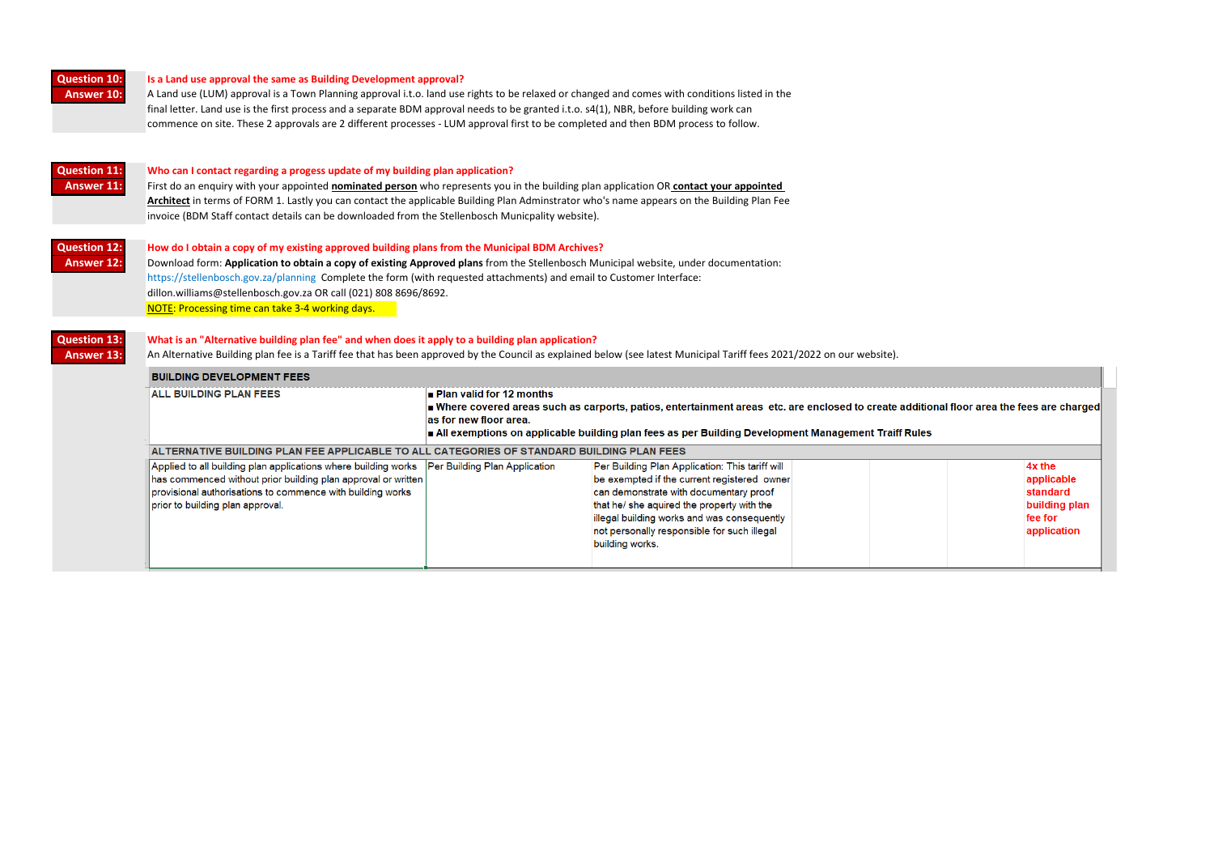**Question 10:** **Is a Land use approval the same as Building Development approval?**

**Answer 10:** A Land use (LUM) approval is a Town Planning approval i.t.o. land use rights to be relaxed or changed and comes with conditions listed in the final letter. Land use is the first process and a separate BDM approval needs to be granted i.t.o. s4(1), NBR, before building work can commence on site. These 2 approvals are 2 different processes - LUM approval first to be completed and then BDM process to follow.

**Question 11:** **Who can I contact regarding a progess update of my building plan application?**

**Answer 11:** First do an enquiry with your appointed **nominated person** who represents you in the building plan application OR **contact your appointed Architect** in terms of FORM 1. Lastly you can contact the applicable Building Plan Adminstrator who's name appears on the Building Plan Fee invoice (BDM Staff contact details can be downloaded from the Stellenbosch Municpality website).

**Question 12:** **How do I obtain a copy of my existing approved building plans from the Municipal BDM Archives?**

**Answer 12:** Download form: **Application to obtain a copy of existing Approved plans** from the Stellenbosch Municipal website, under documentation: https://stellenbosch.gov.za/planning Complete the form (with requested attachments) and email to Customer Interface: dillon.williams@stellenbosch.gov.za OR call (021) 808 8696/8692.

NOTE: Processing time can take 3-4 working days.

**Question 13:** **What is an "Alternative building plan fee" and when does it apply to a building plan application?**

**Answer 13:** An Alternative Building plan fee is a Tariff fee that has been approved by the Council as explained below (see latest Municipal Tariff fees 2021/2022 on our website).

| BUILDING DEVELOPMENT FEES | | | | | | |
|---|---|---|---|---|---|---|
| ALL BUILDING PLAN FEES | ■ Plan valid for 12 months<br>■ Where covered areas such as carports, patios, entertainment areas etc. are enclosed to create additional floor area the fees are charged as for new floor area.<br>■ All exemptions on applicable building plan fees as per Building Development Management Traiff Rules | | | | | |
| ALTERNATIVE BUILDING PLAN FEE APPLICABLE TO ALL CATEGORIES OF STANDARD BUILDING PLAN FEES | | | | | | |
| Applied to all building plan applications where building works has commenced without prior building plan approval or written provisional authorisations to commence with building works prior to building plan approval. | Per Building Plan Application | Per Building Plan Application: This tariff will be exempted if the current registered owner can demonstrate with documentary proof that he/ she aquired the property with the illegal building works and was consequently not personally responsible for such illegal building works. | | | | 4x the applicable standard building plan fee for application |